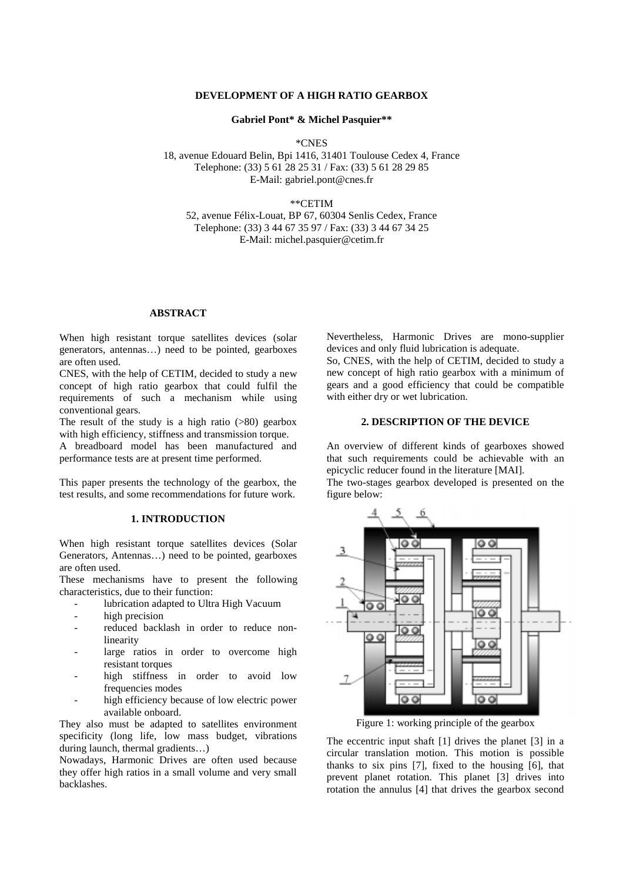**DEVELOPMENT OF A HIGH RATIO GEARBOX**

**Gabriel Pont* & Michel Pasquier****

*CNES
18, avenue Edouard Belin, Bpi 1416, 31401 Toulouse Cedex 4, France
Telephone: (33) 5 61 28 25 31 / Fax: (33) 5 61 28 29 85
E-Mail: gabriel.pont@cnes.fr

**CETIM
52, avenue Félix-Louat, BP 67, 60304 Senlis Cedex, France
Telephone: (33) 3 44 67 35 97 / Fax: (33) 3 44 67 34 25
E-Mail: michel.pasquier@cetim.fr

## ABSTRACT

When high resistant torque satellites devices (solar generators, antennas…) need to be pointed, gearboxes are often used.
CNES, with the help of CETIM, decided to study a new concept of high ratio gearbox that could fulfil the requirements of such a mechanism while using conventional gears.
The result of the study is a high ratio (>80) gearbox with high efficiency, stiffness and transmission torque.
A breadboard model has been manufactured and performance tests are at present time performed.

This paper presents the technology of the gearbox, the test results, and some recommendations for future work.

## 1. INTRODUCTION

When high resistant torque satellites devices (Solar Generators, Antennas…) need to be pointed, gearboxes are often used.
These mechanisms have to present the following characteristics, due to their function:

- lubrication adapted to Ultra High Vacuum
- high precision
- reduced backlash in order to reduce non-linearity
- large ratios in order to overcome high resistant torques
- high stiffness in order to avoid low frequencies modes
- high efficiency because of low electric power available onboard.

They also must be adapted to satellites environment specificity (long life, low mass budget, vibrations during launch, thermal gradients…)
Nowadays, Harmonic Drives are often used because they offer high ratios in a small volume and very small backlashes.
Nevertheless, Harmonic Drives are mono-supplier devices and only fluid lubrication is adequate.
So, CNES, with the help of CETIM, decided to study a new concept of high ratio gearbox with a minimum of gears and a good efficiency that could be compatible with either dry or wet lubrication.

## 2. DESCRIPTION OF THE DEVICE

An overview of different kinds of gearboxes showed that such requirements could be achievable with an epicyclic reducer found in the literature [MAI].
The two-stages gearbox developed is presented on the figure below:

4 5 6
3
2
1
7

Figure 1: working principle of the gearbox

The eccentric input shaft [1] drives the planet [3] in a circular translation motion. This motion is possible thanks to six pins [7], fixed to the housing [6], that prevent planet rotation. This planet [3] drives into rotation the annulus [4] that drives the gearbox second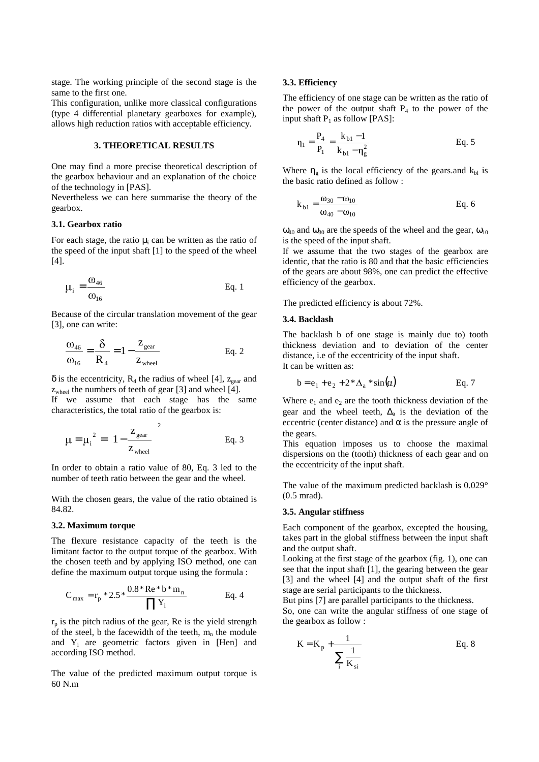stage. The working principle of the second stage is the same to the first one.
This configuration, unlike more classical configurations (type 4 differential planetary gearboxes for example), allows high reduction ratios with acceptable efficiency.

## 3. THEORETICAL RESULTS

One may find a more precise theoretical description of the gearbox behaviour and an explanation of the choice of the technology in [PAS].
Nevertheless we can here summarise the theory of the gearbox.

### 3.1. Gearbox ratio

For each stage, the ratio $\mu_i$ can be written as the ratio of the speed of the input shaft [1] to the speed of the wheel [4].

$$\mu_i = \frac{\omega_{46}}{\omega_{16}} \qquad \text{Eq. 1}$$

Because of the circular translation movement of the gear [3], one can write:

$$\frac{\omega_{46}}{\omega_{16}} = \frac{\delta}{R_4} = 1 - \frac{z_{gear}}{z_{wheel}} \qquad \text{Eq. 2}$$

$\delta$ is the eccentricity, $R_4$ the radius of wheel [4], $z_{gear}$ and $z_{wheel}$ the numbers of teeth of gear [3] and wheel [4].
If we assume that each stage has the same characteristics, the total ratio of the gearbox is:

$$\mu = \mu_i^{\,2} = \left(1 - \frac{z_{gear}}{z_{wheel}}\right)^2 \qquad \text{Eq. 3}$$

In order to obtain a ratio value of 80, Eq. 3 led to the number of teeth ratio between the gear and the wheel.

With the chosen gears, the value of the ratio obtained is 84.82.

### 3.2. Maximum torque

The flexure resistance capacity of the teeth is the limitant factor to the output torque of the gearbox. With the chosen teeth and by applying ISO method, one can define the maximum output torque using the formula :

$$C_{max} = r_p * 2.5 * \frac{0.8 * Re * b * m_n}{\prod Y_i} \qquad \text{Eq. 4}$$

$r_p$ is the pitch radius of the gear, Re is the yield strength of the steel, b the facewidth of the teeth, $m_n$ the module and $Y_i$ are geometric factors given in [Hen] and according ISO method.

The value of the predicted maximum output torque is 60 N.m

### 3.3. Efficiency

The efficiency of one stage can be written as the ratio of the power of the output shaft $P_4$ to the power of the input shaft $P_1$ as follow [PAS]:

$$\eta_1 = \frac{P_4}{P_1} = \frac{k_{b1} - 1}{k_{b1} - \eta_g^2} \qquad \text{Eq. 5}$$

Where $\eta_g$ is the local efficiency of the gears.and $k_{bl}$ is the basic ratio defined as follow :

$$k_{b1} = \frac{\omega_{30} - \omega_{10}}{\omega_{40} - \omega_{10}} \qquad \text{Eq. 6}$$

$\omega_{40}$ and $\omega_{30}$ are the speeds of the wheel and the gear, $\omega_{10}$ is the speed of the input shaft.
If we assume that the two stages of the gearbox are identic, that the ratio is 80 and that the basic efficiencies of the gears are about 98%, one can predict the effective efficiency of the gearbox.

The predicted efficiency is about 72%.

### 3.4. Backlash

The backlash b of one stage is mainly due to) tooth thickness deviation and to deviation of the center distance, i.e of the eccentricity of the input shaft.
It can be written as:

$$b = e_1 + e_2 + 2 * \Delta_a * \sin(\alpha) \qquad \text{Eq. 7}$$

Where $e_1$ and $e_2$ are the tooth thickness deviation of the gear and the wheel teeth, $\Delta_a$ is the deviation of the eccentric (center distance) and $\alpha$ is the pressure angle of the gears.
This equation imposes us to choose the maximal dispersions on the (tooth) thickness of each gear and on the eccentricity of the input shaft.

The value of the maximum predicted backlash is 0.029° (0.5 mrad).

### 3.5. Angular stiffness

Each component of the gearbox, excepted the housing, takes part in the global stiffness between the input shaft and the output shaft.
Looking at the first stage of the gearbox (fig. 1), one can see that the input shaft [1], the gearing between the gear [3] and the wheel [4] and the output shaft of the first stage are serial participants to the thickness.
But pins [7] are parallel participants to the thickness.
So, one can write the angular stiffness of one stage of the gearbox as follow :

$$K = K_p + \frac{1}{\sum_i \frac{1}{K_{si}}} \qquad \text{Eq. 8}$$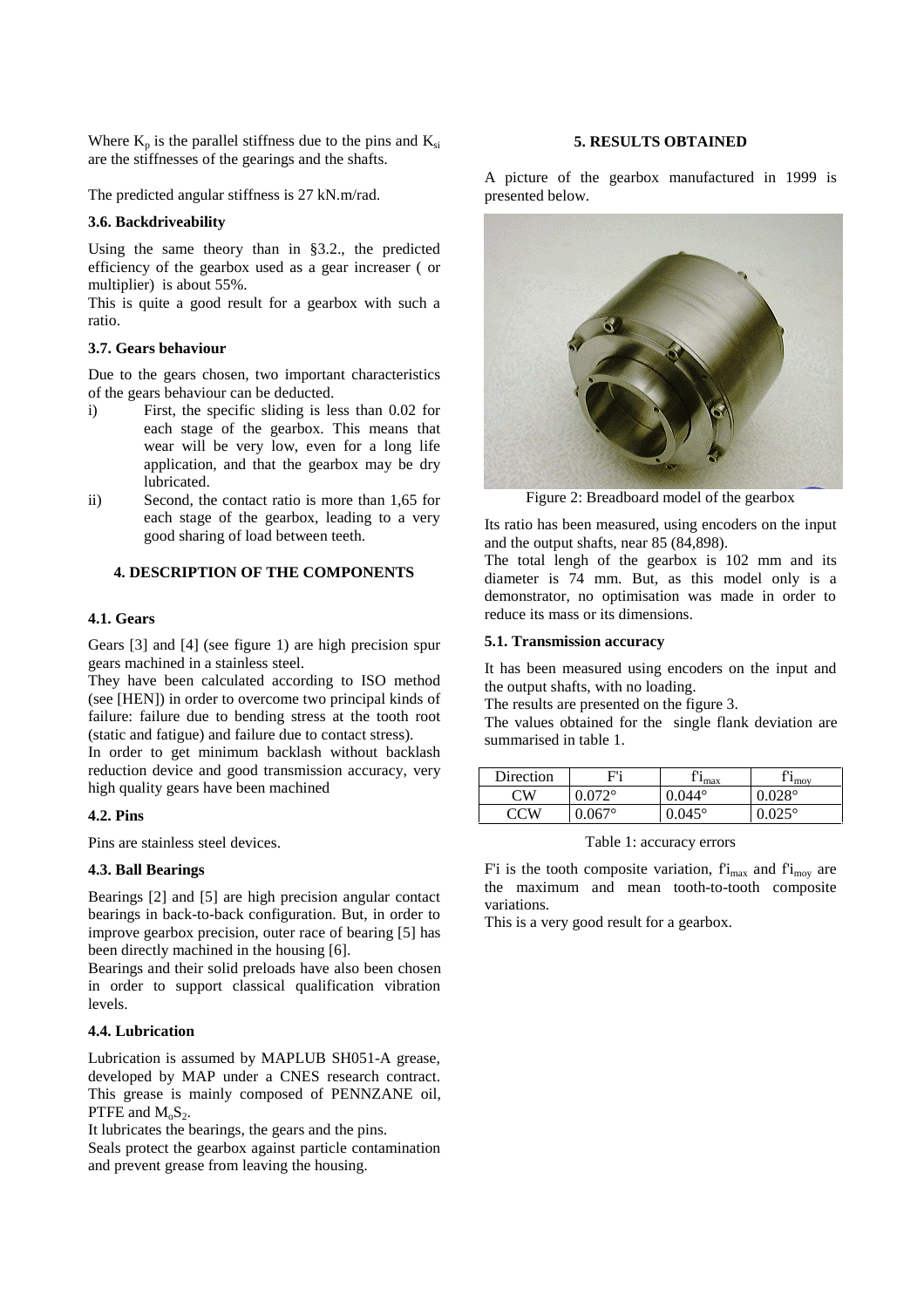Where $K_p$ is the parallel stiffness due to the pins and $K_{si}$ are the stiffnesses of the gearings and the shafts.

The predicted angular stiffness is 27 kN.m/rad.

### 3.6. Backdriveability

Using the same theory than in §3.2., the predicted efficiency of the gearbox used as a gear increaser ( or multiplier) is about 55%.

This is quite a good result for a gearbox with such a ratio.

### 3.7. Gears behaviour

Due to the gears chosen, two important characteristics of the gears behaviour can be deducted.

i) First, the specific sliding is less than 0.02 for each stage of the gearbox. This means that wear will be very low, even for a long life application, and that the gearbox may be dry lubricated.

ii) Second, the contact ratio is more than 1,65 for each stage of the gearbox, leading to a very good sharing of load between teeth.

## 4. DESCRIPTION OF THE COMPONENTS

### 4.1. Gears

Gears [3] and [4] (see figure 1) are high precision spur gears machined in a stainless steel.

They have been calculated according to ISO method (see [HEN]) in order to overcome two principal kinds of failure: failure due to bending stress at the tooth root (static and fatigue) and failure due to contact stress).

In order to get minimum backlash without backlash reduction device and good transmission accuracy, very high quality gears have been machined

### 4.2. Pins

Pins are stainless steel devices.

### 4.3. Ball Bearings

Bearings [2] and [5] are high precision angular contact bearings in back-to-back configuration. But, in order to improve gearbox precision, outer race of bearing [5] has been directly machined in the housing [6].

Bearings and their solid preloads have also been chosen in order to support classical qualification vibration levels.

### 4.4. Lubrication

Lubrication is assumed by MAPLUB SH051-A grease, developed by MAP under a CNES research contract. This grease is mainly composed of PENNZANE oil, PTFE and $M_oS_2$.

It lubricates the bearings, the gears and the pins.

Seals protect the gearbox against particle contamination and prevent grease from leaving the housing.

## 5. RESULTS OBTAINED

A picture of the gearbox manufactured in 1999 is presented below.

Figure 2: Breadboard model of the gearbox

Its ratio has been measured, using encoders on the input and the output shafts, near 85 (84,898).

The total lengh of the gearbox is 102 mm and its diameter is 74 mm. But, as this model only is a demonstrator, no optimisation was made in order to reduce its mass or its dimensions.

### 5.1. Transmission accuracy

It has been measured using encoders on the input and the output shafts, with no loading.

The results are presented on the figure 3.

The values obtained for the single flank deviation are summarised in table 1.

| Direction | F'i | $f'i_{max}$ | $f'i_{moy}$ |
|---|---|---|---|
| CW | 0.072° | 0.044° | 0.028° |
| CCW | 0.067° | 0.045° | 0.025° |

Table 1: accuracy errors

F'i is the tooth composite variation, $f'i_{max}$ and $f'i_{moy}$ are the maximum and mean tooth-to-tooth composite variations.

This is a very good result for a gearbox.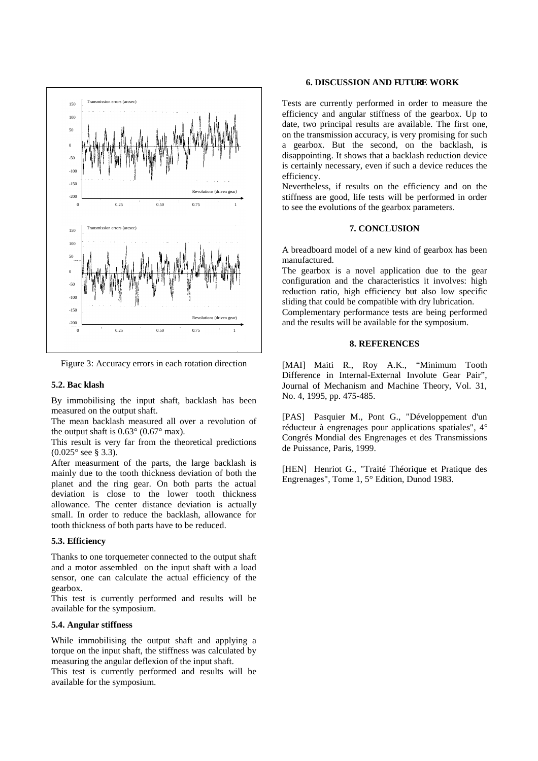Transmission errors (arcsec)

150

100

50

0

-50

-100

-150

-200

Revolutions (driven gear)

0 0.25 0.50 0.75 1

Transmission errors (arcsec)

150

100

50

0

-50

-100

-150

-200

Revolutions (driven gear)

0 0.25 0.50 0.75 1

Figure 3: Accuracy errors in each rotation direction

### 5.2. Bac klash

By immobilising the input shaft, backlash has been measured on the output shaft.

The mean backlash measured all over a revolution of the output shaft is 0.63° (0.67° max).

This result is very far from the theoretical predictions (0.025° see § 3.3).

After measurment of the parts, the large backlash is mainly due to the tooth thickness deviation of both the planet and the ring gear. On both parts the actual deviation is close to the lower tooth thickness allowance. The center distance deviation is actually small. In order to reduce the backlash, allowance for tooth thickness of both parts have to be reduced.

### 5.3. Efficiency

Thanks to one torquemeter connected to the output shaft and a motor assembled on the input shaft with a load sensor, one can calculate the actual efficiency of the gearbox.

This test is currently performed and results will be available for the symposium.

### 5.4. Angular stiffness

While immobilising the output shaft and applying a torque on the input shaft, the stiffness was calculated by measuring the angular deflexion of the input shaft.

This test is currently performed and results will be available for the symposium.

## 6. DISCUSSION AND FUTURE WORK

Tests are currently performed in order to measure the efficiency and angular stiffness of the gearbox. Up to date, two principal results are available. The first one, on the transmission accuracy, is very promising for such a gearbox. But the second, on the backlash, is disappointing. It shows that a backlash reduction device is certainly necessary, even if such a device reduces the efficiency.

Nevertheless, if results on the efficiency and on the stiffness are good, life tests will be performed in order to see the evolutions of the gearbox parameters.

## 7. CONCLUSION

A breadboard model of a new kind of gearbox has been manufactured.

The gearbox is a novel application due to the gear configuration and the characteristics it involves: high reduction ratio, high efficiency but also low specific sliding that could be compatible with dry lubrication.

Complementary performance tests are being performed and the results will be available for the symposium.

## 8. REFERENCES

[MAI] Maiti R., Roy A.K., “Minimum Tooth Difference in Internal-External Involute Gear Pair”, Journal of Mechanism and Machine Theory, Vol. 31, No. 4, 1995, pp. 475-485.

[PAS] Pasquier M., Pont G., "Développement d'un réducteur à engrenages pour applications spatiales", 4° Congrés Mondial des Engrenages et des Transmissions de Puissance, Paris, 1999.

[HEN] Henriot G., "Traité Théorique et Pratique des Engrenages", Tome 1, 5° Edition, Dunod 1983.